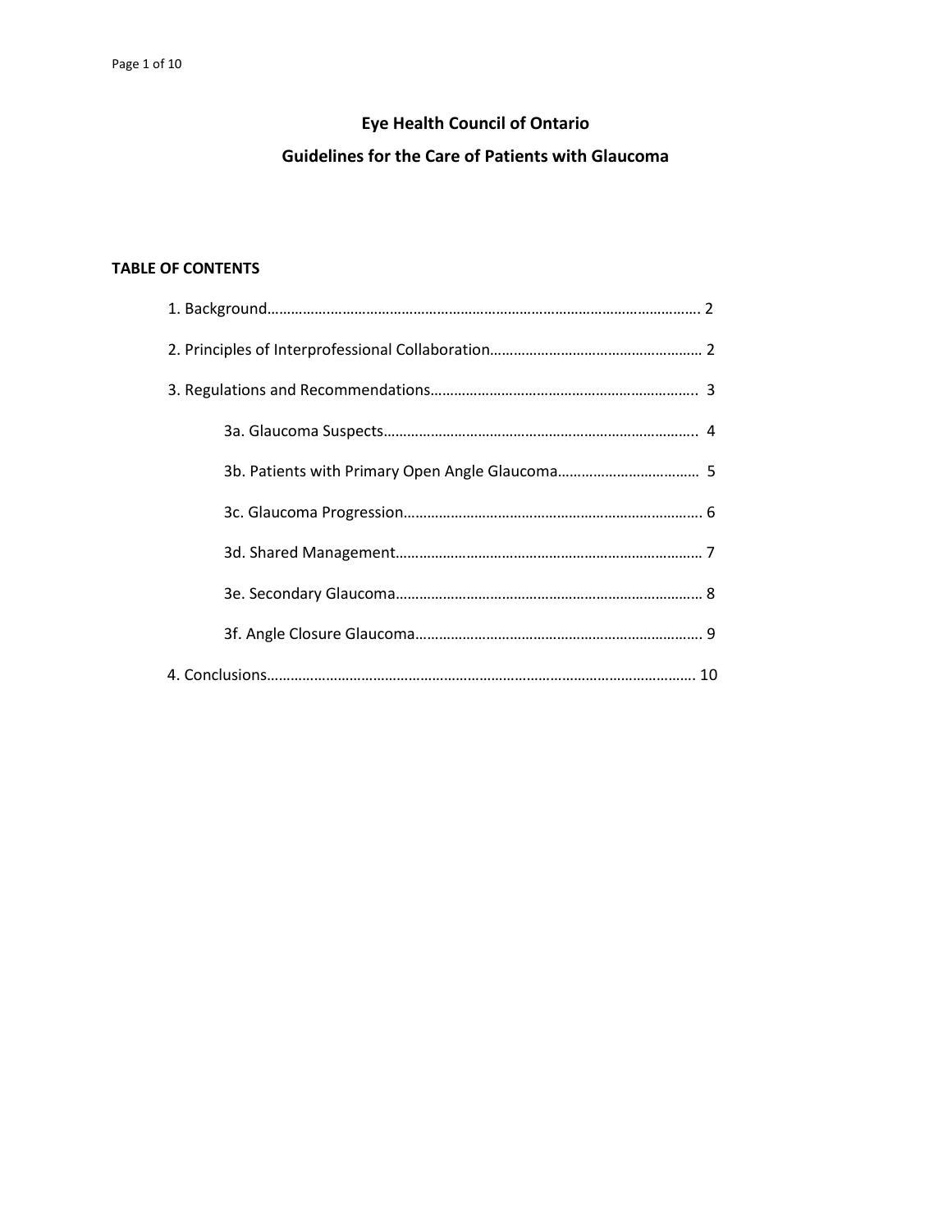# Eye Health Council of Ontario

# Guidelines for the Care of Patients with Glaucoma

**TABLE OF CONTENTS**

1. Background………………………………………………………………………………………………. 2
2. Principles of Interprofessional Collaboration……………………………………………… 2
3. Regulations and Recommendations………………………………………………………….. 3
   - 3a. Glaucoma Suspects…………………………………………………………………….. 4
   - 3b. Patients with Primary Open Angle Glaucoma……………………………… 5
   - 3c. Glaucoma Progression………………………………………………………………… 6
   - 3d. Shared Management…………………………………………………………………… 7
   - 3e. Secondary Glaucoma…………………………………………………………………… 8
   - 3f. Angle Closure Glaucoma……………………………………………………………… 9
4. Conclusions……………………………………………………………………………………………… 10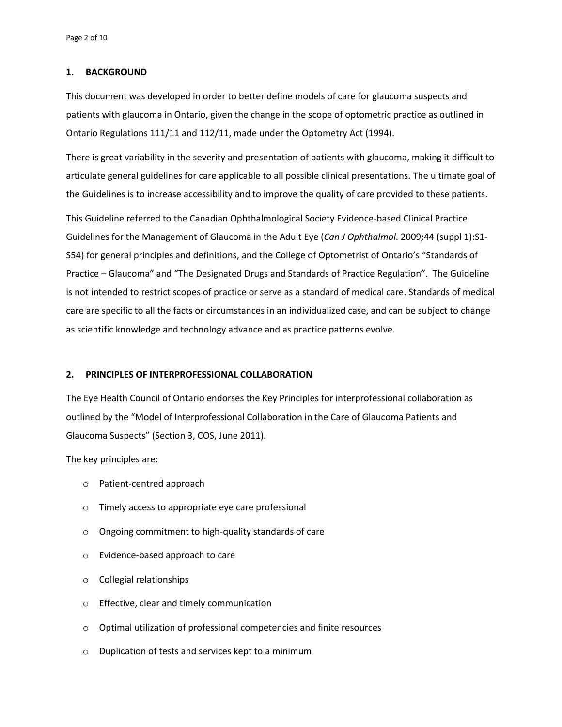## 1. BACKGROUND

This document was developed in order to better define models of care for glaucoma suspects and patients with glaucoma in Ontario, given the change in the scope of optometric practice as outlined in Ontario Regulations 111/11 and 112/11, made under the Optometry Act (1994).

There is great variability in the severity and presentation of patients with glaucoma, making it difficult to articulate general guidelines for care applicable to all possible clinical presentations. The ultimate goal of the Guidelines is to increase accessibility and to improve the quality of care provided to these patients.

This Guideline referred to the Canadian Ophthalmological Society Evidence-based Clinical Practice Guidelines for the Management of Glaucoma in the Adult Eye (*Can J Ophthalmol*. 2009;44 (suppl 1):S1-S54) for general principles and definitions, and the College of Optometrist of Ontario's "Standards of Practice – Glaucoma" and "The Designated Drugs and Standards of Practice Regulation". The Guideline is not intended to restrict scopes of practice or serve as a standard of medical care. Standards of medical care are specific to all the facts or circumstances in an individualized case, and can be subject to change as scientific knowledge and technology advance and as practice patterns evolve.

## 2. PRINCIPLES OF INTERPROFESSIONAL COLLABORATION

The Eye Health Council of Ontario endorses the Key Principles for interprofessional collaboration as outlined by the "Model of Interprofessional Collaboration in the Care of Glaucoma Patients and Glaucoma Suspects" (Section 3, COS, June 2011).

The key principles are:

- Patient-centred approach
- Timely access to appropriate eye care professional
- Ongoing commitment to high-quality standards of care
- Evidence-based approach to care
- Collegial relationships
- Effective, clear and timely communication
- Optimal utilization of professional competencies and finite resources
- Duplication of tests and services kept to a minimum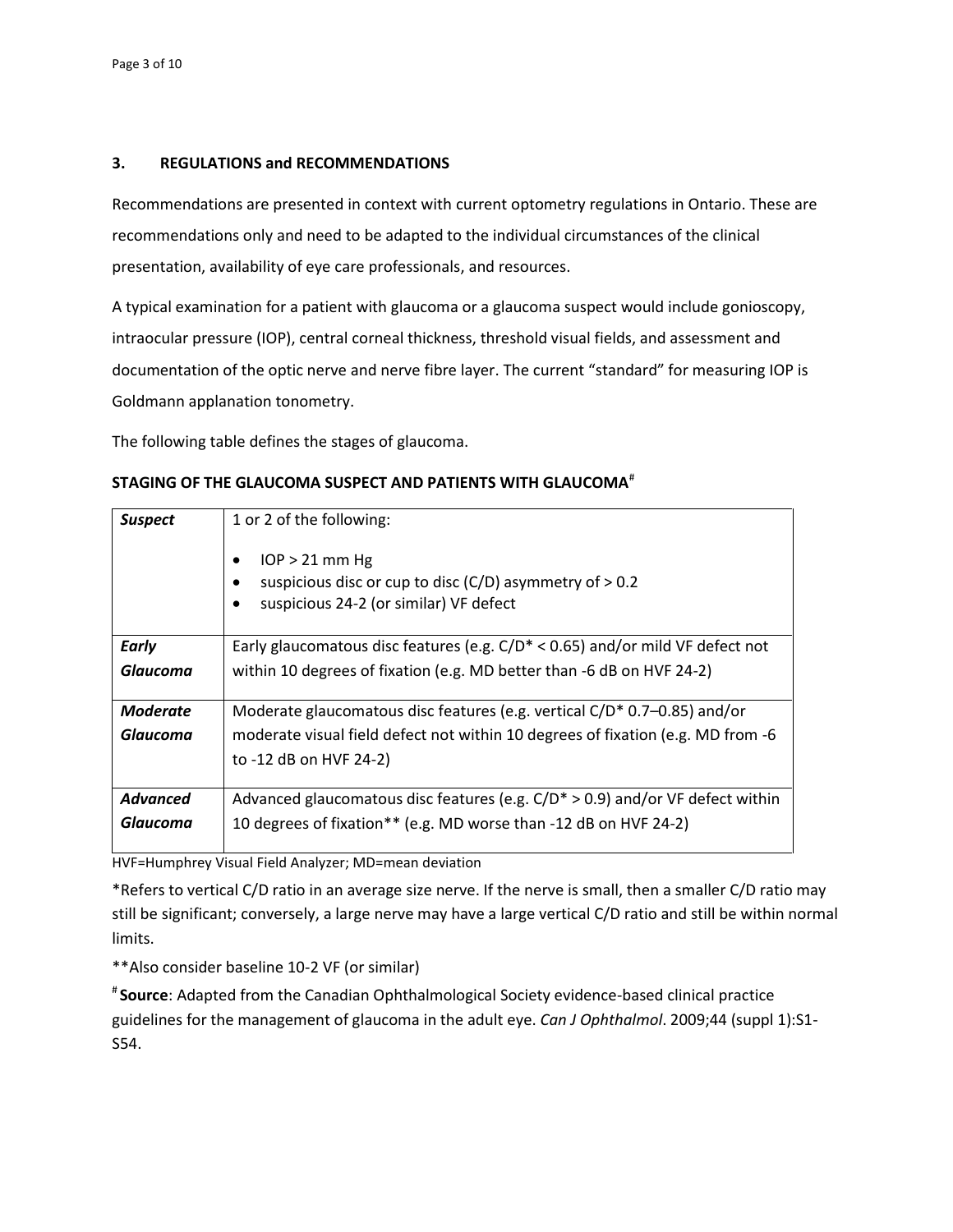## 3. REGULATIONS and RECOMMENDATIONS

Recommendations are presented in context with current optometry regulations in Ontario. These are recommendations only and need to be adapted to the individual circumstances of the clinical presentation, availability of eye care professionals, and resources.

A typical examination for a patient with glaucoma or a glaucoma suspect would include gonioscopy, intraocular pressure (IOP), central corneal thickness, threshold visual fields, and assessment and documentation of the optic nerve and nerve fibre layer. The current "standard" for measuring IOP is Goldmann applanation tonometry.

The following table defines the stages of glaucoma.

**STAGING OF THE GLAUCOMA SUSPECT AND PATIENTS WITH GLAUCOMA**[#]

| | |
|---|---|
| ***Suspect*** | 1 or 2 of the following:<br>• IOP > 21 mm Hg<br>• suspicious disc or cup to disc (C/D) asymmetry of > 0.2<br>• suspicious 24-2 (or similar) VF defect |
| ***Early Glaucoma*** | Early glaucomatous disc features (e.g. C/D* < 0.65) and/or mild VF defect not within 10 degrees of fixation (e.g. MD better than -6 dB on HVF 24-2) |
| ***Moderate Glaucoma*** | Moderate glaucomatous disc features (e.g. vertical C/D* 0.7–0.85) and/or moderate visual field defect not within 10 degrees of fixation (e.g. MD from -6 to -12 dB on HVF 24-2) |
| ***Advanced Glaucoma*** | Advanced glaucomatous disc features (e.g. C/D* > 0.9) and/or VF defect within 10 degrees of fixation** (e.g. MD worse than -12 dB on HVF 24-2) |

HVF=Humphrey Visual Field Analyzer; MD=mean deviation

*Refers to vertical C/D ratio in an average size nerve. If the nerve is small, then a smaller C/D ratio may still be significant; conversely, a large nerve may have a large vertical C/D ratio and still be within normal limits.

**Also consider baseline 10-2 VF (or similar)

[#] **Source**: Adapted from the Canadian Ophthalmological Society evidence-based clinical practice guidelines for the management of glaucoma in the adult eye. *Can J Ophthalmol*. 2009;44 (suppl 1):S1-S54.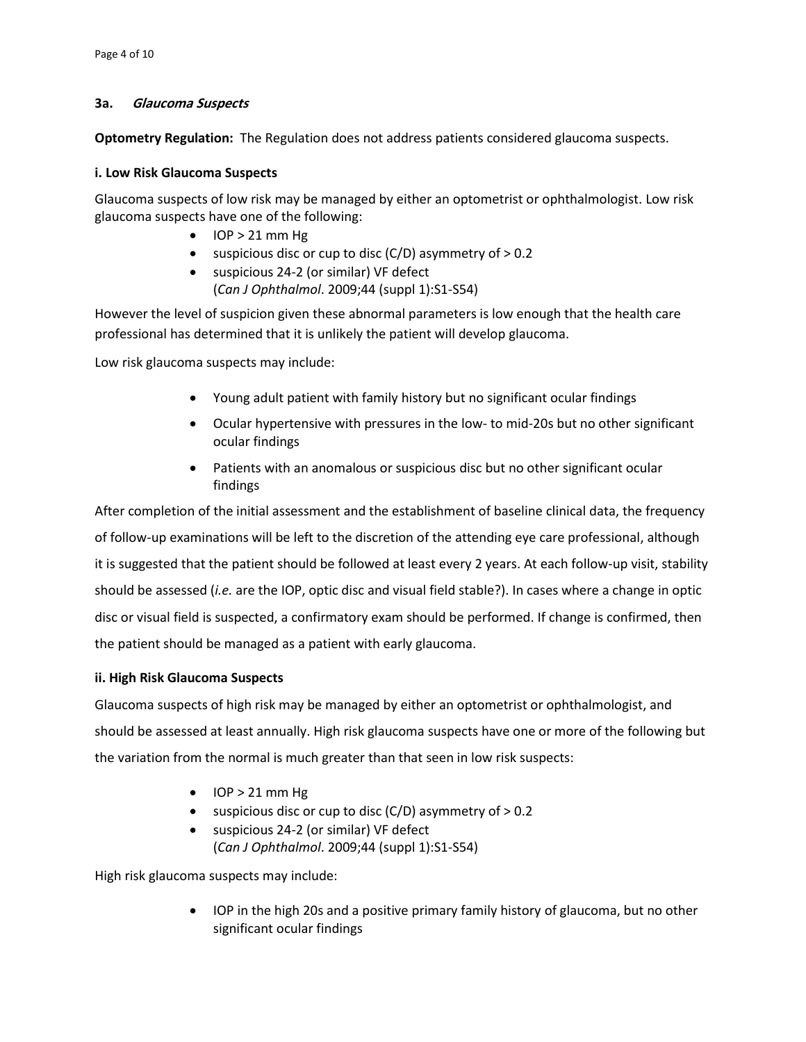### 3a. *Glaucoma Suspects*

**Optometry Regulation:** The Regulation does not address patients considered glaucoma suspects.

#### i. Low Risk Glaucoma Suspects

Glaucoma suspects of low risk may be managed by either an optometrist or ophthalmologist. Low risk glaucoma suspects have one of the following:

- IOP > 21 mm Hg
- suspicious disc or cup to disc (C/D) asymmetry of > 0.2
- suspicious 24-2 (or similar) VF defect
  (*Can J Ophthalmol*. 2009;44 (suppl 1):S1-S54)

However the level of suspicion given these abnormal parameters is low enough that the health care professional has determined that it is unlikely the patient will develop glaucoma.

Low risk glaucoma suspects may include:

- Young adult patient with family history but no significant ocular findings
- Ocular hypertensive with pressures in the low- to mid-20s but no other significant ocular findings
- Patients with an anomalous or suspicious disc but no other significant ocular findings

After completion of the initial assessment and the establishment of baseline clinical data, the frequency of follow-up examinations will be left to the discretion of the attending eye care professional, although it is suggested that the patient should be followed at least every 2 years. At each follow-up visit, stability should be assessed (*i.e.* are the IOP, optic disc and visual field stable?). In cases where a change in optic disc or visual field is suspected, a confirmatory exam should be performed. If change is confirmed, then the patient should be managed as a patient with early glaucoma.

#### ii. High Risk Glaucoma Suspects

Glaucoma suspects of high risk may be managed by either an optometrist or ophthalmologist, and should be assessed at least annually. High risk glaucoma suspects have one or more of the following but the variation from the normal is much greater than that seen in low risk suspects:

- IOP > 21 mm Hg
- suspicious disc or cup to disc (C/D) asymmetry of > 0.2
- suspicious 24-2 (or similar) VF defect
  (*Can J Ophthalmol*. 2009;44 (suppl 1):S1-S54)

High risk glaucoma suspects may include:

- IOP in the high 20s and a positive primary family history of glaucoma, but no other significant ocular findings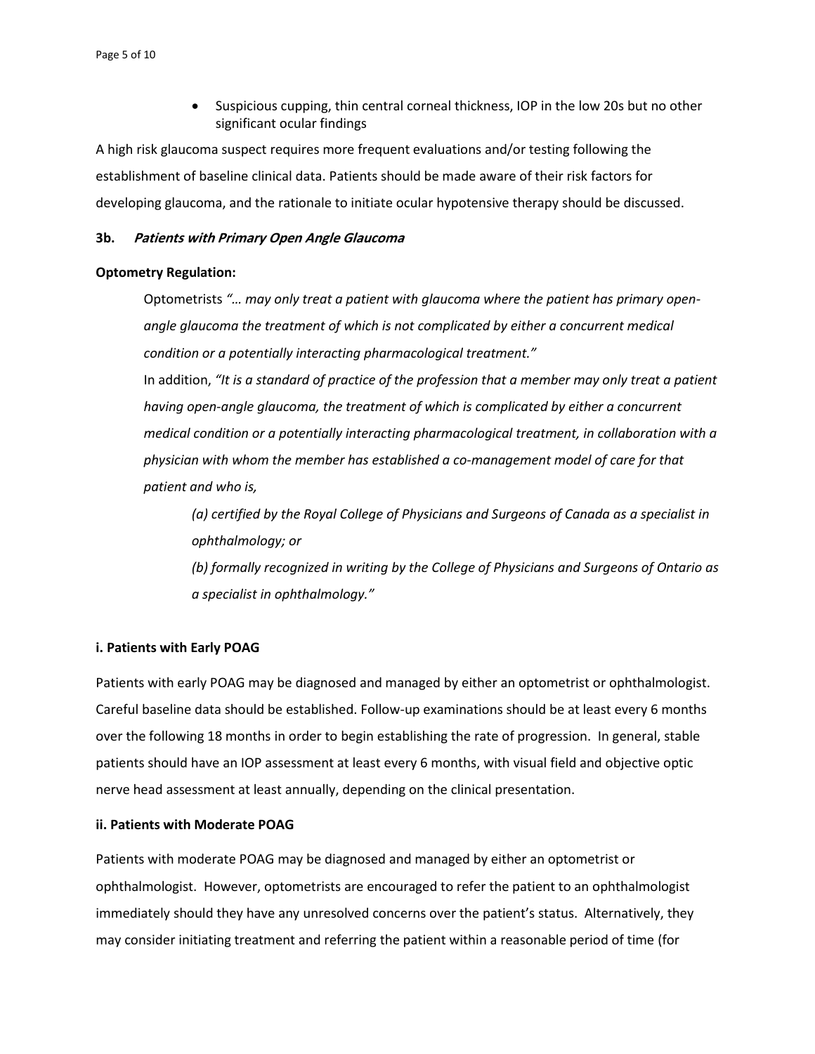- Suspicious cupping, thin central corneal thickness, IOP in the low 20s but no other significant ocular findings

A high risk glaucoma suspect requires more frequent evaluations and/or testing following the establishment of baseline clinical data. Patients should be made aware of their risk factors for developing glaucoma, and the rationale to initiate ocular hypotensive therapy should be discussed.

**3b. *Patients with Primary Open Angle Glaucoma***

**Optometry Regulation:**

> Optometrists *"… may only treat a patient with glaucoma where the patient has primary open-angle glaucoma the treatment of which is not complicated by either a concurrent medical condition or a potentially interacting pharmacological treatment."*
>
> In addition, *"It is a standard of practice of the profession that a member may only treat a patient having open-angle glaucoma, the treatment of which is complicated by either a concurrent medical condition or a potentially interacting pharmacological treatment, in collaboration with a physician with whom the member has established a co-management model of care for that patient and who is,*
>
> > *(a) certified by the Royal College of Physicians and Surgeons of Canada as a specialist in ophthalmology; or*
> >
> > *(b) formally recognized in writing by the College of Physicians and Surgeons of Ontario as a specialist in ophthalmology."*

**i. Patients with Early POAG**

Patients with early POAG may be diagnosed and managed by either an optometrist or ophthalmologist. Careful baseline data should be established. Follow-up examinations should be at least every 6 months over the following 18 months in order to begin establishing the rate of progression. In general, stable patients should have an IOP assessment at least every 6 months, with visual field and objective optic nerve head assessment at least annually, depending on the clinical presentation.

**ii. Patients with Moderate POAG**

Patients with moderate POAG may be diagnosed and managed by either an optometrist or ophthalmologist. However, optometrists are encouraged to refer the patient to an ophthalmologist immediately should they have any unresolved concerns over the patient's status. Alternatively, they may consider initiating treatment and referring the patient within a reasonable period of time (for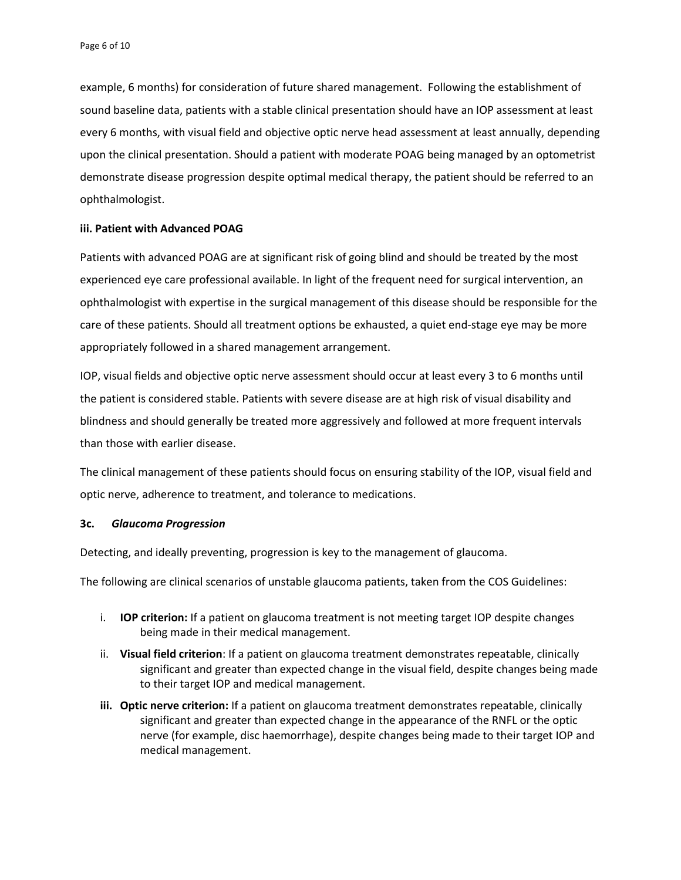example, 6 months) for consideration of future shared management. Following the establishment of sound baseline data, patients with a stable clinical presentation should have an IOP assessment at least every 6 months, with visual field and objective optic nerve head assessment at least annually, depending upon the clinical presentation. Should a patient with moderate POAG being managed by an optometrist demonstrate disease progression despite optimal medical therapy, the patient should be referred to an ophthalmologist.

**iii. Patient with Advanced POAG**

Patients with advanced POAG are at significant risk of going blind and should be treated by the most experienced eye care professional available. In light of the frequent need for surgical intervention, an ophthalmologist with expertise in the surgical management of this disease should be responsible for the care of these patients. Should all treatment options be exhausted, a quiet end-stage eye may be more appropriately followed in a shared management arrangement.

IOP, visual fields and objective optic nerve assessment should occur at least every 3 to 6 months until the patient is considered stable. Patients with severe disease are at high risk of visual disability and blindness and should generally be treated more aggressively and followed at more frequent intervals than those with earlier disease.

The clinical management of these patients should focus on ensuring stability of the IOP, visual field and optic nerve, adherence to treatment, and tolerance to medications.

### 3c. *Glaucoma Progression*

Detecting, and ideally preventing, progression is key to the management of glaucoma.

The following are clinical scenarios of unstable glaucoma patients, taken from the COS Guidelines:

i. **IOP criterion:** If a patient on glaucoma treatment is not meeting target IOP despite changes being made in their medical management.

ii. **Visual field criterion**: If a patient on glaucoma treatment demonstrates repeatable, clinically significant and greater than expected change in the visual field, despite changes being made to their target IOP and medical management.

**iii. Optic nerve criterion:** If a patient on glaucoma treatment demonstrates repeatable, clinically significant and greater than expected change in the appearance of the RNFL or the optic nerve (for example, disc haemorrhage), despite changes being made to their target IOP and medical management.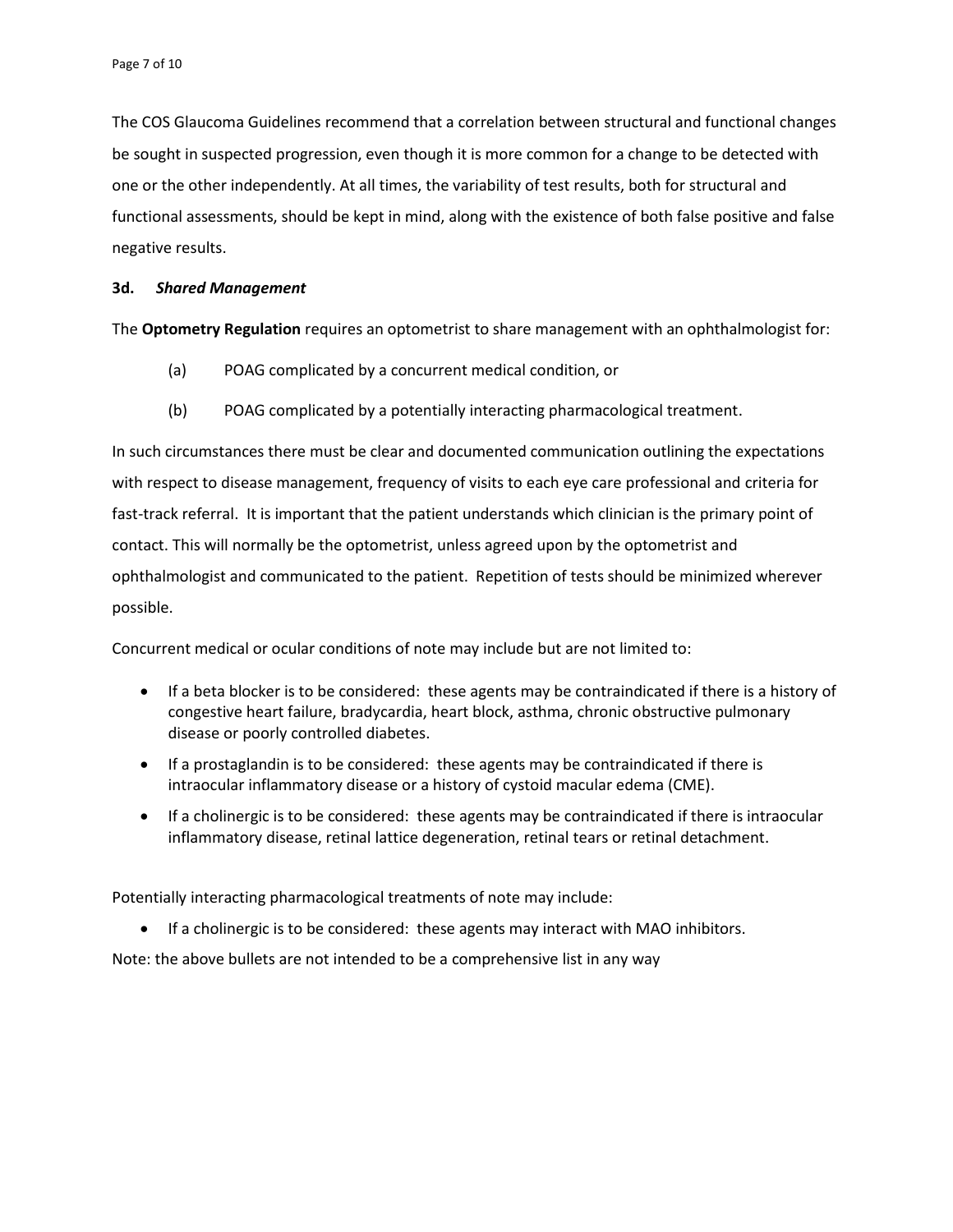The COS Glaucoma Guidelines recommend that a correlation between structural and functional changes be sought in suspected progression, even though it is more common for a change to be detected with one or the other independently. At all times, the variability of test results, both for structural and functional assessments, should be kept in mind, along with the existence of both false positive and false negative results.

### 3d. *Shared Management*

The **Optometry Regulation** requires an optometrist to share management with an ophthalmologist for:

(a) POAG complicated by a concurrent medical condition, or

(b) POAG complicated by a potentially interacting pharmacological treatment.

In such circumstances there must be clear and documented communication outlining the expectations with respect to disease management, frequency of visits to each eye care professional and criteria for fast-track referral. It is important that the patient understands which clinician is the primary point of contact. This will normally be the optometrist, unless agreed upon by the optometrist and ophthalmologist and communicated to the patient. Repetition of tests should be minimized wherever possible.

Concurrent medical or ocular conditions of note may include but are not limited to:

- If a beta blocker is to be considered: these agents may be contraindicated if there is a history of congestive heart failure, bradycardia, heart block, asthma, chronic obstructive pulmonary disease or poorly controlled diabetes.
- If a prostaglandin is to be considered: these agents may be contraindicated if there is intraocular inflammatory disease or a history of cystoid macular edema (CME).
- If a cholinergic is to be considered: these agents may be contraindicated if there is intraocular inflammatory disease, retinal lattice degeneration, retinal tears or retinal detachment.

Potentially interacting pharmacological treatments of note may include:

- If a cholinergic is to be considered: these agents may interact with MAO inhibitors.

Note: the above bullets are not intended to be a comprehensive list in any way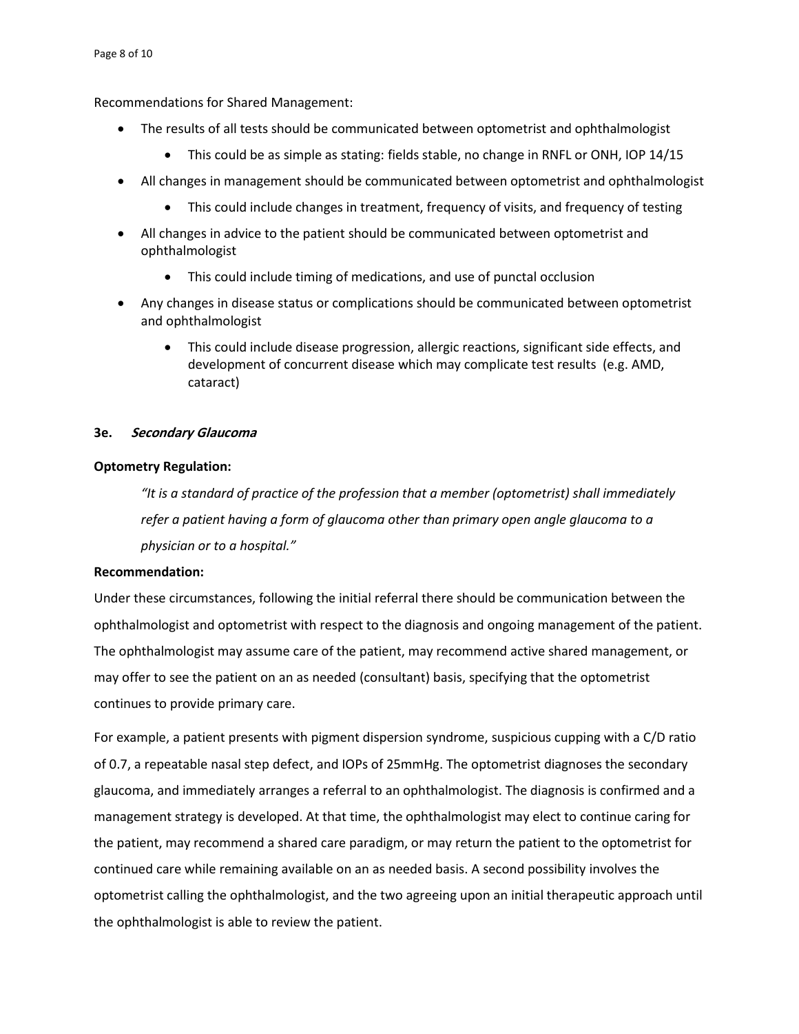Recommendations for Shared Management:

- The results of all tests should be communicated between optometrist and ophthalmologist
  - This could be as simple as stating: fields stable, no change in RNFL or ONH, IOP 14/15
- All changes in management should be communicated between optometrist and ophthalmologist
  - This could include changes in treatment, frequency of visits, and frequency of testing
- All changes in advice to the patient should be communicated between optometrist and ophthalmologist
  - This could include timing of medications, and use of punctal occlusion
- Any changes in disease status or complications should be communicated between optometrist and ophthalmologist
  - This could include disease progression, allergic reactions, significant side effects, and development of concurrent disease which may complicate test results (e.g. AMD, cataract)

### 3e. *Secondary Glaucoma*

**Optometry Regulation:**

> *"It is a standard of practice of the profession that a member (optometrist) shall immediately refer a patient having a form of glaucoma other than primary open angle glaucoma to a physician or to a hospital."*

**Recommendation:**

Under these circumstances, following the initial referral there should be communication between the ophthalmologist and optometrist with respect to the diagnosis and ongoing management of the patient. The ophthalmologist may assume care of the patient, may recommend active shared management, or may offer to see the patient on an as needed (consultant) basis, specifying that the optometrist continues to provide primary care.

For example, a patient presents with pigment dispersion syndrome, suspicious cupping with a C/D ratio of 0.7, a repeatable nasal step defect, and IOPs of 25mmHg. The optometrist diagnoses the secondary glaucoma, and immediately arranges a referral to an ophthalmologist. The diagnosis is confirmed and a management strategy is developed. At that time, the ophthalmologist may elect to continue caring for the patient, may recommend a shared care paradigm, or may return the patient to the optometrist for continued care while remaining available on an as needed basis. A second possibility involves the optometrist calling the ophthalmologist, and the two agreeing upon an initial therapeutic approach until the ophthalmologist is able to review the patient.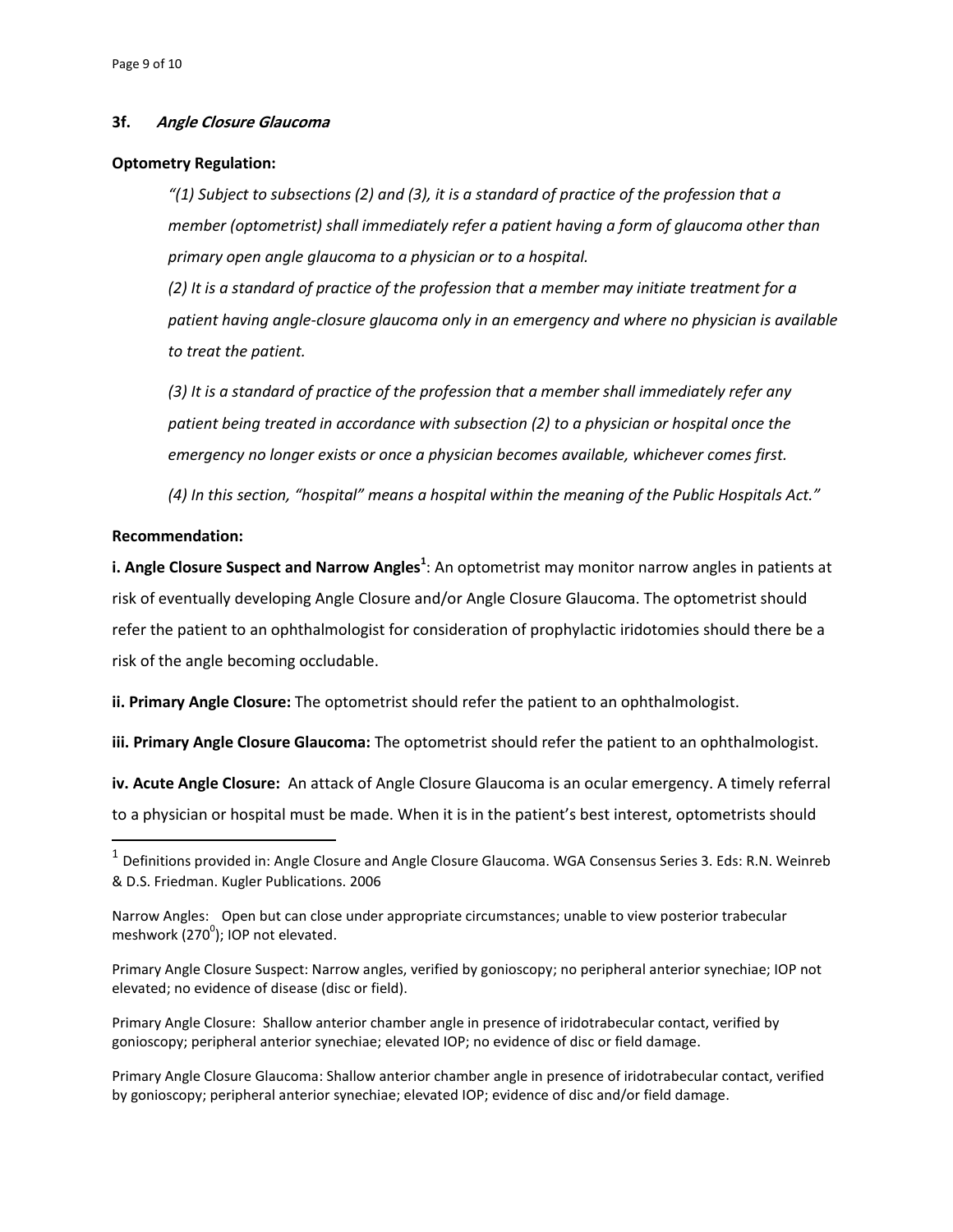### 3f. *Angle Closure Glaucoma*

**Optometry Regulation:**

> *"(1) Subject to subsections (2) and (3), it is a standard of practice of the profession that a member (optometrist) shall immediately refer a patient having a form of glaucoma other than primary open angle glaucoma to a physician or to a hospital.*
>
> *(2) It is a standard of practice of the profession that a member may initiate treatment for a patient having angle-closure glaucoma only in an emergency and where no physician is available to treat the patient.*
>
> *(3) It is a standard of practice of the profession that a member shall immediately refer any patient being treated in accordance with subsection (2) to a physician or hospital once the emergency no longer exists or once a physician becomes available, whichever comes first.*
>
> *(4) In this section, "hospital" means a hospital within the meaning of the Public Hospitals Act."*

**Recommendation:**

**i. Angle Closure Suspect and Narrow Angles[1]**: An optometrist may monitor narrow angles in patients at risk of eventually developing Angle Closure and/or Angle Closure Glaucoma. The optometrist should refer the patient to an ophthalmologist for consideration of prophylactic iridotomies should there be a risk of the angle becoming occludable.

**ii. Primary Angle Closure:** The optometrist should refer the patient to an ophthalmologist.

**iii. Primary Angle Closure Glaucoma:** The optometrist should refer the patient to an ophthalmologist.

**iv. Acute Angle Closure:** An attack of Angle Closure Glaucoma is an ocular emergency. A timely referral to a physician or hospital must be made. When it is in the patient's best interest, optometrists should

---

[1] Definitions provided in: Angle Closure and Angle Closure Glaucoma. WGA Consensus Series 3. Eds: R.N. Weinreb & D.S. Friedman. Kugler Publications. 2006

Narrow Angles: Open but can close under appropriate circumstances; unable to view posterior trabecular meshwork ($270^0$); IOP not elevated.

Primary Angle Closure Suspect: Narrow angles, verified by gonioscopy; no peripheral anterior synechiae; IOP not elevated; no evidence of disease (disc or field).

Primary Angle Closure: Shallow anterior chamber angle in presence of iridotrabecular contact, verified by gonioscopy; peripheral anterior synechiae; elevated IOP; no evidence of disc or field damage.

Primary Angle Closure Glaucoma: Shallow anterior chamber angle in presence of iridotrabecular contact, verified by gonioscopy; peripheral anterior synechiae; elevated IOP; evidence of disc and/or field damage.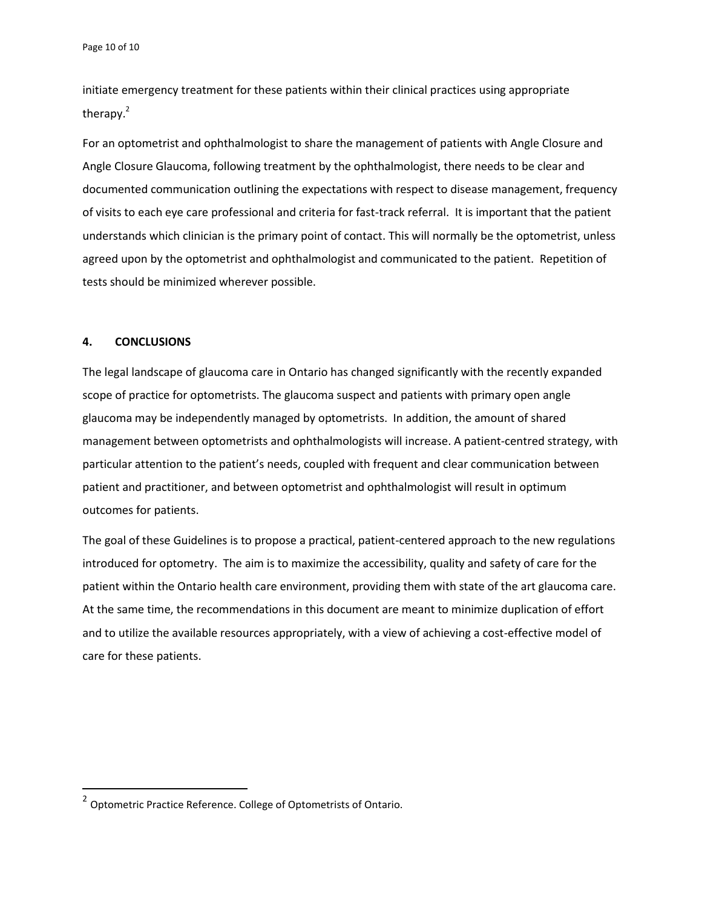initiate emergency treatment for these patients within their clinical practices using appropriate therapy.[2]

For an optometrist and ophthalmologist to share the management of patients with Angle Closure and Angle Closure Glaucoma, following treatment by the ophthalmologist, there needs to be clear and documented communication outlining the expectations with respect to disease management, frequency of visits to each eye care professional and criteria for fast-track referral. It is important that the patient understands which clinician is the primary point of contact. This will normally be the optometrist, unless agreed upon by the optometrist and ophthalmologist and communicated to the patient. Repetition of tests should be minimized wherever possible.

## 4. CONCLUSIONS

The legal landscape of glaucoma care in Ontario has changed significantly with the recently expanded scope of practice for optometrists. The glaucoma suspect and patients with primary open angle glaucoma may be independently managed by optometrists. In addition, the amount of shared management between optometrists and ophthalmologists will increase. A patient-centred strategy, with particular attention to the patient's needs, coupled with frequent and clear communication between patient and practitioner, and between optometrist and ophthalmologist will result in optimum outcomes for patients.

The goal of these Guidelines is to propose a practical, patient-centered approach to the new regulations introduced for optometry. The aim is to maximize the accessibility, quality and safety of care for the patient within the Ontario health care environment, providing them with state of the art glaucoma care. At the same time, the recommendations in this document are meant to minimize duplication of effort and to utilize the available resources appropriately, with a view of achieving a cost-effective model of care for these patients.

---

[2] Optometric Practice Reference. College of Optometrists of Ontario.